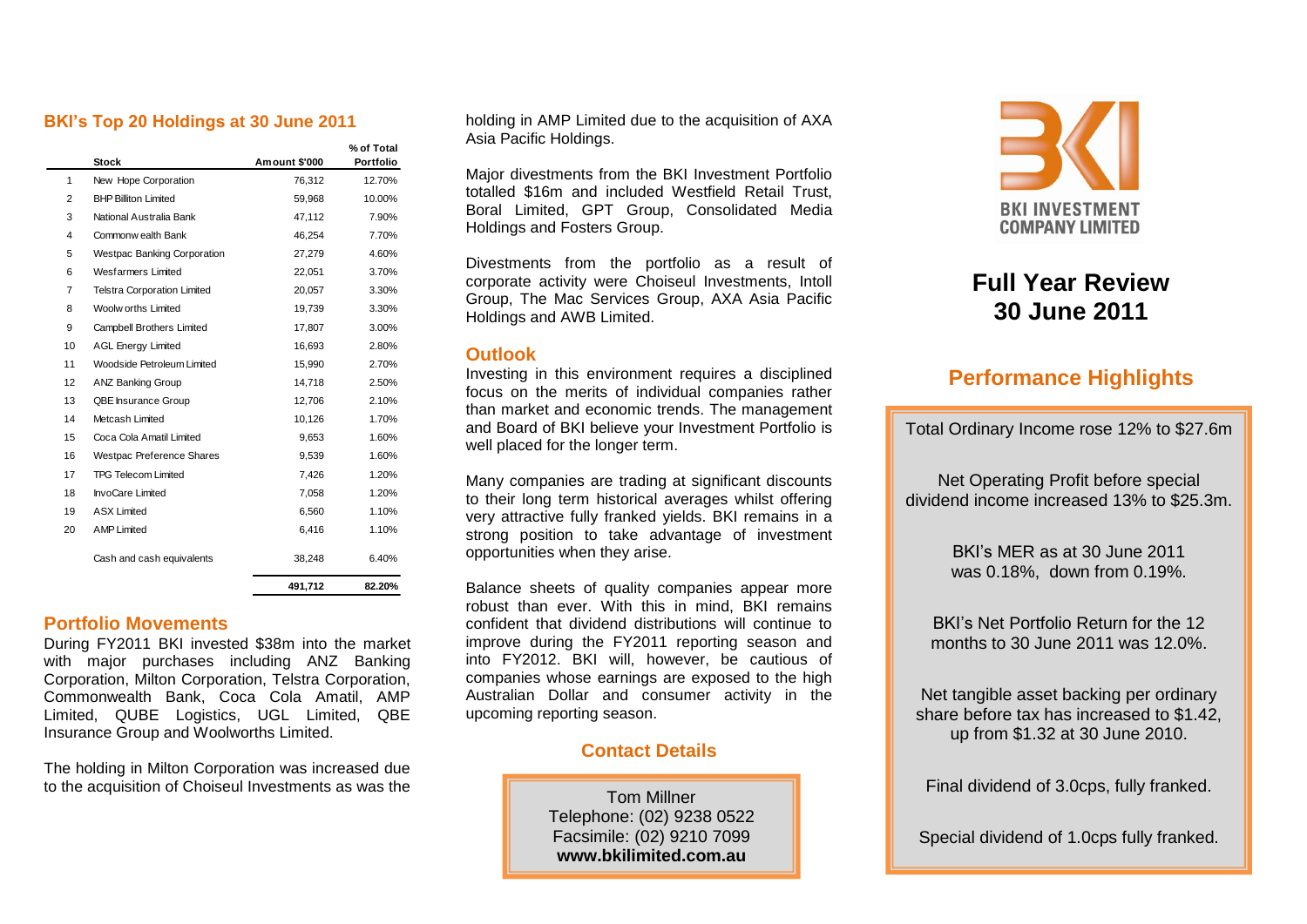## BKI's Top 20 Holdings at 30 June 2011

| | Stock | Amount $'000 | % of Total Portfolio |
|---|---|---|---|
| 1 | New Hope Corporation | 76,312 | 12.70% |
| 2 | BHP Billiton Limited | 59,968 | 10.00% |
| 3 | National Australia Bank | 47,112 | 7.90% |
| 4 | Commonwealth Bank | 46,254 | 7.70% |
| 5 | Westpac Banking Corporation | 27,279 | 4.60% |
| 6 | Wesfarmers Limited | 22,051 | 3.70% |
| 7 | Telstra Corporation Limited | 20,057 | 3.30% |
| 8 | Woolworths Limited | 19,739 | 3.30% |
| 9 | Campbell Brothers Limited | 17,807 | 3.00% |
| 10 | AGL Energy Limited | 16,693 | 2.80% |
| 11 | Woodside Petroleum Limited | 15,990 | 2.70% |
| 12 | ANZ Banking Group | 14,718 | 2.50% |
| 13 | QBE Insurance Group | 12,706 | 2.10% |
| 14 | Metcash Limited | 10,126 | 1.70% |
| 15 | Coca Cola Amatil Limited | 9,653 | 1.60% |
| 16 | Westpac Preference Shares | 9,539 | 1.60% |
| 17 | TPG Telecom Limited | 7,426 | 1.20% |
| 18 | InvoCare Limited | 7,058 | 1.20% |
| 19 | ASX Limited | 6,560 | 1.10% |
| 20 | AMP Limited | 6,416 | 1.10% |
| | Cash and cash equivalents | 38,248 | 6.40% |
| | | **491,712** | **82.20%** |

## Portfolio Movements

During FY2011 BKI invested $38m into the market with major purchases including ANZ Banking Corporation, Milton Corporation, Telstra Corporation, Commonwealth Bank, Coca Cola Amatil, AMP Limited, QUBE Logistics, UGL Limited, QBE Insurance Group and Woolworths Limited.

The holding in Milton Corporation was increased due to the acquisition of Choiseul Investments as was the holding in AMP Limited due to the acquisition of AXA Asia Pacific Holdings.

Major divestments from the BKI Investment Portfolio totalled $16m and included Westfield Retail Trust, Boral Limited, GPT Group, Consolidated Media Holdings and Fosters Group.

Divestments from the portfolio as a result of corporate activity were Choiseul Investments, Intoll Group, The Mac Services Group, AXA Asia Pacific Holdings and AWB Limited.

## Outlook

Investing in this environment requires a disciplined focus on the merits of individual companies rather than market and economic trends. The management and Board of BKI believe your Investment Portfolio is well placed for the longer term.

Many companies are trading at significant discounts to their long term historical averages whilst offering very attractive fully franked yields. BKI remains in a strong position to take advantage of investment opportunities when they arise.

Balance sheets of quality companies appear more robust than ever. With this in mind, BKI remains confident that dividend distributions will continue to improve during the FY2011 reporting season and into FY2012. BKI will, however, be cautious of companies whose earnings are exposed to the high Australian Dollar and consumer activity in the upcoming reporting season.

## Contact Details

Tom Millner
Telephone: (02) 9238 0522
Facsimile: (02) 9210 7099
**www.bkilimited.com.au**

BKI INVESTMENT COMPANY LIMITED

# Full Year Review 30 June 2011

## Performance Highlights

Total Ordinary Income rose 12% to $27.6m

Net Operating Profit before special dividend income increased 13% to $25.3m.

BKI's MER as at 30 June 2011 was 0.18%, down from 0.19%.

BKI's Net Portfolio Return for the 12 months to 30 June 2011 was 12.0%.

Net tangible asset backing per ordinary share before tax has increased to $1.42, up from $1.32 at 30 June 2010.

Final dividend of 3.0cps, fully franked.

Special dividend of 1.0cps fully franked.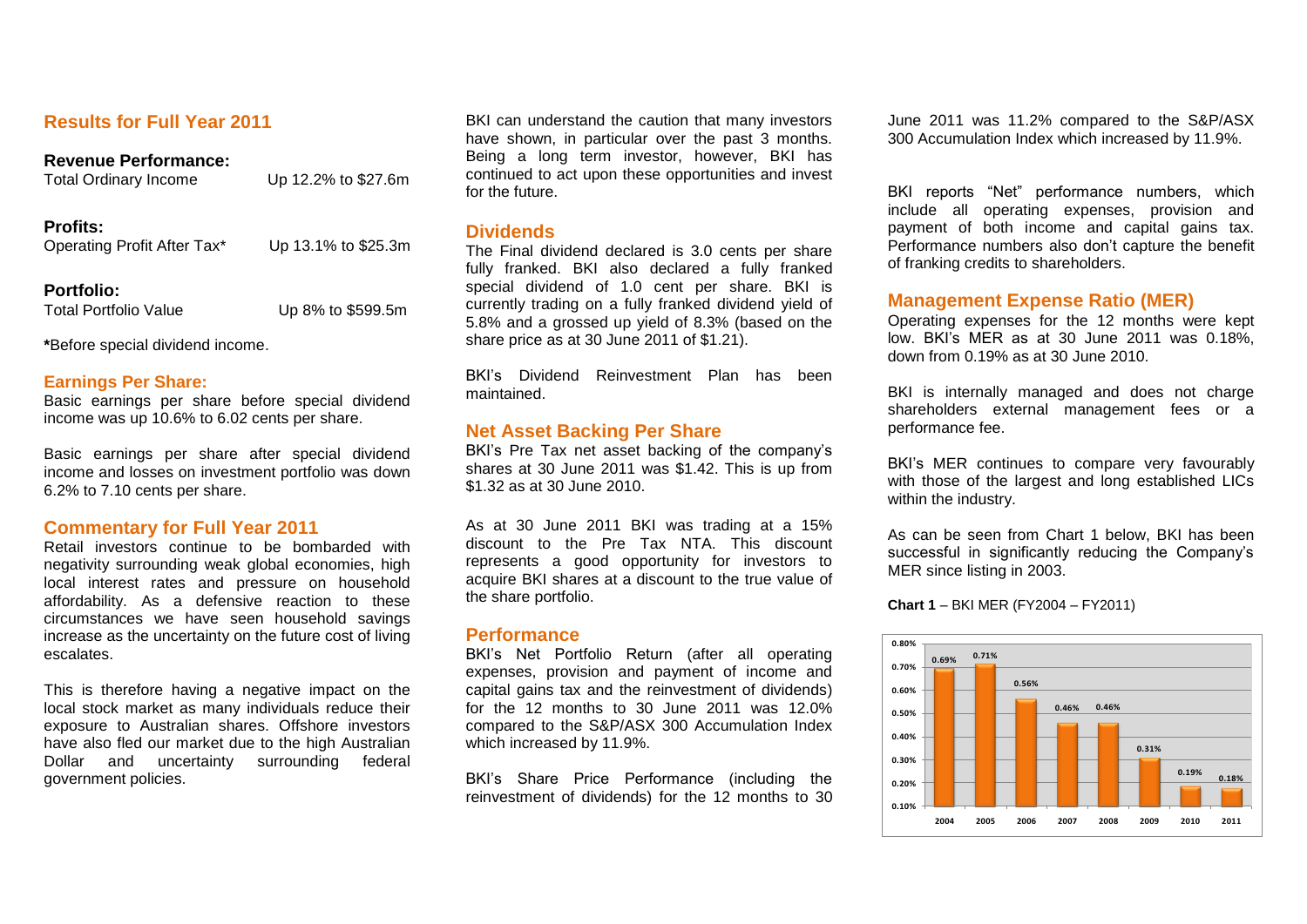## Results for Full Year 2011

### Revenue Performance:

Total Ordinary Income Up 12.2% to $27.6m

### Profits:

Operating Profit After Tax* Up 13.1% to $25.3m

### Portfolio:

Total Portfolio Value Up 8% to $599.5m

***Before special dividend income.**

### Earnings Per Share:

Basic earnings per share before special dividend income was up 10.6% to 6.02 cents per share.

Basic earnings per share after special dividend income and losses on investment portfolio was down 6.2% to 7.10 cents per share.

## Commentary for Full Year 2011

Retail investors continue to be bombarded with negativity surrounding weak global economies, high local interest rates and pressure on household affordability. As a defensive reaction to these circumstances we have seen household savings increase as the uncertainty on the future cost of living escalates.

This is therefore having a negative impact on the local stock market as many individuals reduce their exposure to Australian shares. Offshore investors have also fled our market due to the high Australian Dollar and uncertainty surrounding federal government policies.

BKI can understand the caution that many investors have shown, in particular over the past 3 months. Being a long term investor, however, BKI has continued to act upon these opportunities and invest for the future.

## Dividends

The Final dividend declared is 3.0 cents per share fully franked. BKI also declared a fully franked special dividend of 1.0 cent per share. BKI is currently trading on a fully franked dividend yield of 5.8% and a grossed up yield of 8.3% (based on the share price as at 30 June 2011 of $1.21).

BKI's Dividend Reinvestment Plan has been maintained.

## Net Asset Backing Per Share

BKI's Pre Tax net asset backing of the company's shares at 30 June 2011 was $1.42. This is up from $1.32 as at 30 June 2010.

As at 30 June 2011 BKI was trading at a 15% discount to the Pre Tax NTA. This discount represents a good opportunity for investors to acquire BKI shares at a discount to the true value of the share portfolio.

## Performance

BKI's Net Portfolio Return (after all operating expenses, provision and payment of income and capital gains tax and the reinvestment of dividends) for the 12 months to 30 June 2011 was 12.0% compared to the S&P/ASX 300 Accumulation Index which increased by 11.9%.

BKI's Share Price Performance (including the reinvestment of dividends) for the 12 months to 30 June 2011 was 11.2% compared to the S&P/ASX 300 Accumulation Index which increased by 11.9%.

BKI reports "Net" performance numbers, which include all operating expenses, provision and payment of both income and capital gains tax. Performance numbers also don't capture the benefit of franking credits to shareholders.

## Management Expense Ratio (MER)

Operating expenses for the 12 months were kept low. BKI's MER as at 30 June 2011 was 0.18%, down from 0.19% as at 30 June 2010.

BKI is internally managed and does not charge shareholders external management fees or a performance fee.

BKI's MER continues to compare very favourably with those of the largest and long established LICs within the industry.

As can be seen from Chart 1 below, BKI has been successful in significantly reducing the Company's MER since listing in 2003.

**Chart 1** – BKI MER (FY2004 – FY2011)

0.80%
0.70%
0.60%
0.50%
0.40%
0.30%
0.20%
0.10%

0.69% 0.71% 0.56% 0.46% 0.46% 0.31% 0.19% 0.18%

2004 2005 2006 2007 2008 2009 2010 2011